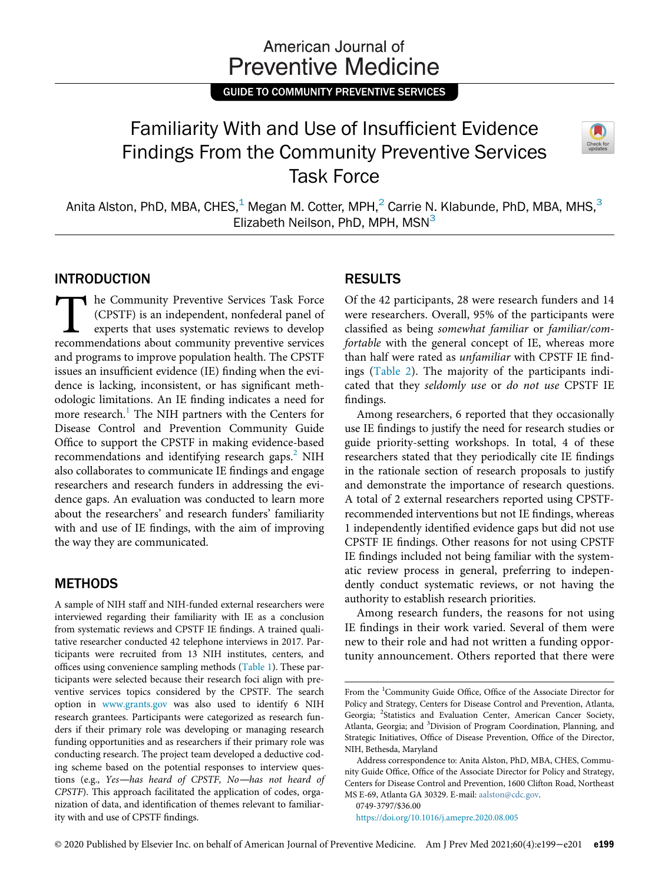GUIDE TO COMMUNITY PREVENTIVE SERVICES

# Familiarity With and Use of Insufficient Evidence Findings From the Community Preventive Services Task Force

Anita Alston, PhD, MBA, CHES,[1] Megan M. Cotter, MPH,[2] Carrie N. Klabunde, PhD, MBA, MHS,[3] Elizabeth Neilson, PhD, MPH, MSN[3]

## INTRODUCTION

The Community Preventive Services Task Force (CPSTF) is an independent, nonfederal panel of experts that uses systematic reviews to develop recommendations about community preventive services and programs to improve population health. The CPSTF issues an insufficient evidence (IE) finding when the evidence is lacking, inconsistent, or has significant methodologic limitations. An IE finding indicates a need for more research.[1] The NIH partners with the Centers for Disease Control and Prevention Community Guide Office to support the CPSTF in making evidence-based recommendations and identifying research gaps.[2] NIH also collaborates to communicate IE findings and engage researchers and research funders in addressing the evidence gaps. An evaluation was conducted to learn more about the researchers' and research funders' familiarity with and use of IE findings, with the aim of improving the way they are communicated.

## METHODS

A sample of NIH staff and NIH-funded external researchers were interviewed regarding their familiarity with IE as a conclusion from systematic reviews and CPSTF IE findings. A trained qualitative researcher conducted 42 telephone interviews in 2017. Participants were recruited from 13 NIH institutes, centers, and offices using convenience sampling methods (Table 1). These participants were selected because their research foci align with preventive services topics considered by the CPSTF. The search option in www.grants.gov was also used to identify 6 NIH research grantees. Participants were categorized as research funders if their primary role was developing or managing research funding opportunities and as researchers if their primary role was conducting research. The project team developed a deductive coding scheme based on the potential responses to interview questions (e.g., *Yes—has heard of CPSTF, No—has not heard of CPSTF*). This approach facilitated the application of codes, organization of data, and identification of themes relevant to familiarity with and use of CPSTF findings.

## RESULTS

Of the 42 participants, 28 were research funders and 14 were researchers. Overall, 95% of the participants were classified as being *somewhat familiar* or *familiar/comfortable* with the general concept of IE, whereas more than half were rated as *unfamiliar* with CPSTF IE findings (Table 2). The majority of the participants indicated that they *seldomly use* or *do not use* CPSTF IE findings.

Among researchers, 6 reported that they occasionally use IE findings to justify the need for research studies or guide priority-setting workshops. In total, 4 of these researchers stated that they periodically cite IE findings in the rationale section of research proposals to justify and demonstrate the importance of research questions. A total of 2 external researchers reported using CPSTF-recommended interventions but not IE findings, whereas 1 independently identified evidence gaps but did not use CPSTF IE findings. Other reasons for not using CPSTF IE findings included not being familiar with the systematic review process in general, preferring to independently conduct systematic reviews, or not having the authority to establish research priorities.

Among research funders, the reasons for not using IE findings in their work varied. Several of them were new to their role and had not written a funding opportunity announcement. Others reported that there were

---

From the [1]Community Guide Office, Office of the Associate Director for Policy and Strategy, Centers for Disease Control and Prevention, Atlanta, Georgia; [2]Statistics and Evaluation Center, American Cancer Society, Atlanta, Georgia; and [3]Division of Program Coordination, Planning, and Strategic Initiatives, Office of Disease Prevention, Office of the Director, NIH, Bethesda, Maryland

Address correspondence to: Anita Alston, PhD, MBA, CHES, Community Guide Office, Office of the Associate Director for Policy and Strategy, Centers for Disease Control and Prevention, 1600 Clifton Road, Northeast MS E-69, Atlanta GA 30329. E-mail: aalston@cdc.gov.

0749-3797/$36.00

https://doi.org/10.1016/j.amepre.2020.08.005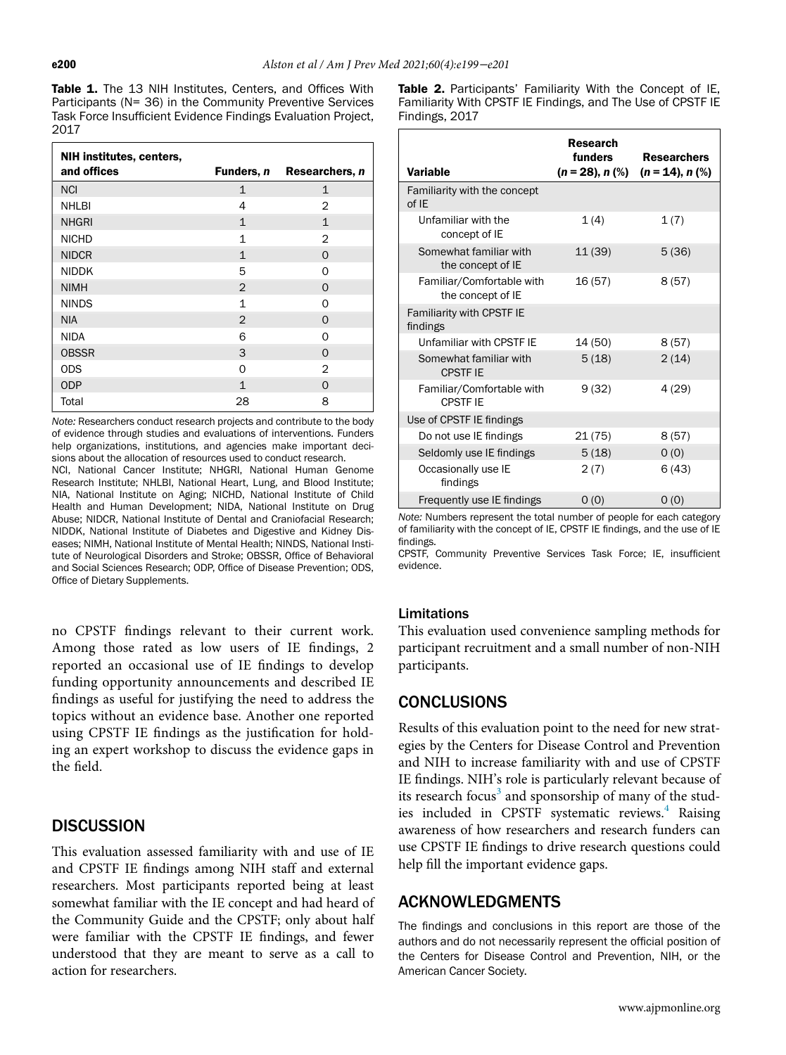**Table 1.** The 13 NIH Institutes, Centers, and Offices With Participants (N= 36) in the Community Preventive Services Task Force Insufficient Evidence Findings Evaluation Project, 2017

| NIH institutes, centers, and offices | Funders, *n* | Researchers, *n* |
|---|---|---|
| NCI | 1 | 1 |
| NHLBI | 4 | 2 |
| NHGRI | 1 | 1 |
| NICHD | 1 | 2 |
| NIDCR | 1 | 0 |
| NIDDK | 5 | 0 |
| NIMH | 2 | 0 |
| NINDS | 1 | 0 |
| NIA | 2 | 0 |
| NIDA | 6 | 0 |
| OBSSR | 3 | 0 |
| ODS | 0 | 2 |
| ODP | 1 | 0 |
| Total | 28 | 8 |

*Note:* Researchers conduct research projects and contribute to the body of evidence through studies and evaluations of interventions. Funders help organizations, institutions, and agencies make important decisions about the allocation of resources used to conduct research.

NCI, National Cancer Institute; NHGRI, National Human Genome Research Institute; NHLBI, National Heart, Lung, and Blood Institute; NIA, National Institute on Aging; NICHD, National Institute of Child Health and Human Development; NIDA, National Institute on Drug Abuse; NIDCR, National Institute of Dental and Craniofacial Research; NIDDK, National Institute of Diabetes and Digestive and Kidney Diseases; NIMH, National Institute of Mental Health; NINDS, National Institute of Neurological Disorders and Stroke; OBSSR, Office of Behavioral and Social Sciences Research; ODP, Office of Disease Prevention; ODS, Office of Dietary Supplements.

no CPSTF findings relevant to their current work. Among those rated as low users of IE findings, 2 reported an occasional use of IE findings to develop funding opportunity announcements and described IE findings as useful for justifying the need to address the topics without an evidence base. Another one reported using CPSTF IE findings as the justification for holding an expert workshop to discuss the evidence gaps in the field.

## DISCUSSION

This evaluation assessed familiarity with and use of IE and CPSTF IE findings among NIH staff and external researchers. Most participants reported being at least somewhat familiar with the IE concept and had heard of the Community Guide and the CPSTF; only about half were familiar with the CPSTF IE findings, and fewer understood that they are meant to serve as a call to action for researchers.

**Table 2.** Participants' Familiarity With the Concept of IE, Familiarity With CPSTF IE Findings, and The Use of CPSTF IE Findings, 2017

| Variable | Research funders (*n* = 28), *n* (%) | Researchers (*n* = 14), *n* (%) |
|---|---|---|
| Familiarity with the concept of IE | | |
| Unfamiliar with the concept of IE | 1 (4) | 1 (7) |
| Somewhat familiar with the concept of IE | 11 (39) | 5 (36) |
| Familiar/Comfortable with the concept of IE | 16 (57) | 8 (57) |
| Familiarity with CPSTF IE findings | | |
| Unfamiliar with CPSTF IE | 14 (50) | 8 (57) |
| Somewhat familiar with CPSTF IE | 5 (18) | 2 (14) |
| Familiar/Comfortable with CPSTF IE | 9 (32) | 4 (29) |
| Use of CPSTF IE findings | | |
| Do not use IE findings | 21 (75) | 8 (57) |
| Seldomly use IE findings | 5 (18) | 0 (0) |
| Occasionally use IE findings | 2 (7) | 6 (43) |
| Frequently use IE findings | 0 (0) | 0 (0) |

*Note:* Numbers represent the total number of people for each category of familiarity with the concept of IE, CPSTF IE findings, and the use of IE findings.

CPSTF, Community Preventive Services Task Force; IE, insufficient evidence.

### Limitations

This evaluation used convenience sampling methods for participant recruitment and a small number of non-NIH participants.

## CONCLUSIONS

Results of this evaluation point to the need for new strategies by the Centers for Disease Control and Prevention and NIH to increase familiarity with and use of CPSTF IE findings. NIH's role is particularly relevant because of its research focus[3] and sponsorship of many of the studies included in CPSTF systematic reviews.[4] Raising awareness of how researchers and research funders can use CPSTF IE findings to drive research questions could help fill the important evidence gaps.

## ACKNOWLEDGMENTS

The findings and conclusions in this report are those of the authors and do not necessarily represent the official position of the Centers for Disease Control and Prevention, NIH, or the American Cancer Society.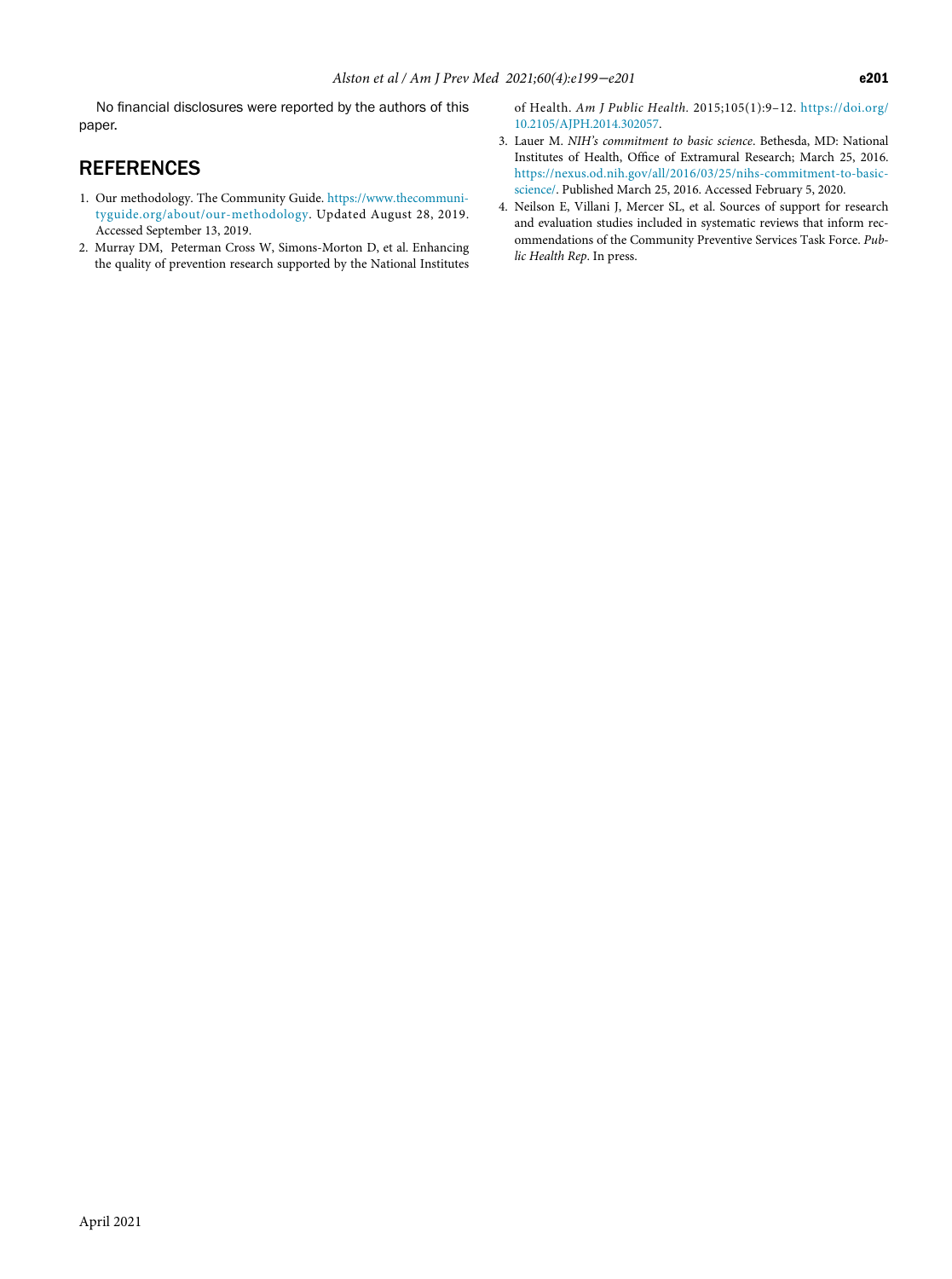No financial disclosures were reported by the authors of this paper.

## REFERENCES

1. Our methodology. The Community Guide. https://www.thecommunityguide.org/about/our-methodology. Updated August 28, 2019. Accessed September 13, 2019.
2. Murray DM, Peterman Cross W, Simons-Morton D, et al. Enhancing the quality of prevention research supported by the National Institutes of Health. *Am J Public Health.* 2015;105(1):9–12. https://doi.org/10.2105/AJPH.2014.302057.
3. Lauer M. *NIH's commitment to basic science*. Bethesda, MD: National Institutes of Health, Office of Extramural Research; March 25, 2016. https://nexus.od.nih.gov/all/2016/03/25/nihs-commitment-to-basic-science/. Published March 25, 2016. Accessed February 5, 2020.
4. Neilson E, Villani J, Mercer SL, et al. Sources of support for research and evaluation studies included in systematic reviews that inform recommendations of the Community Preventive Services Task Force. *Public Health Rep*. In press.